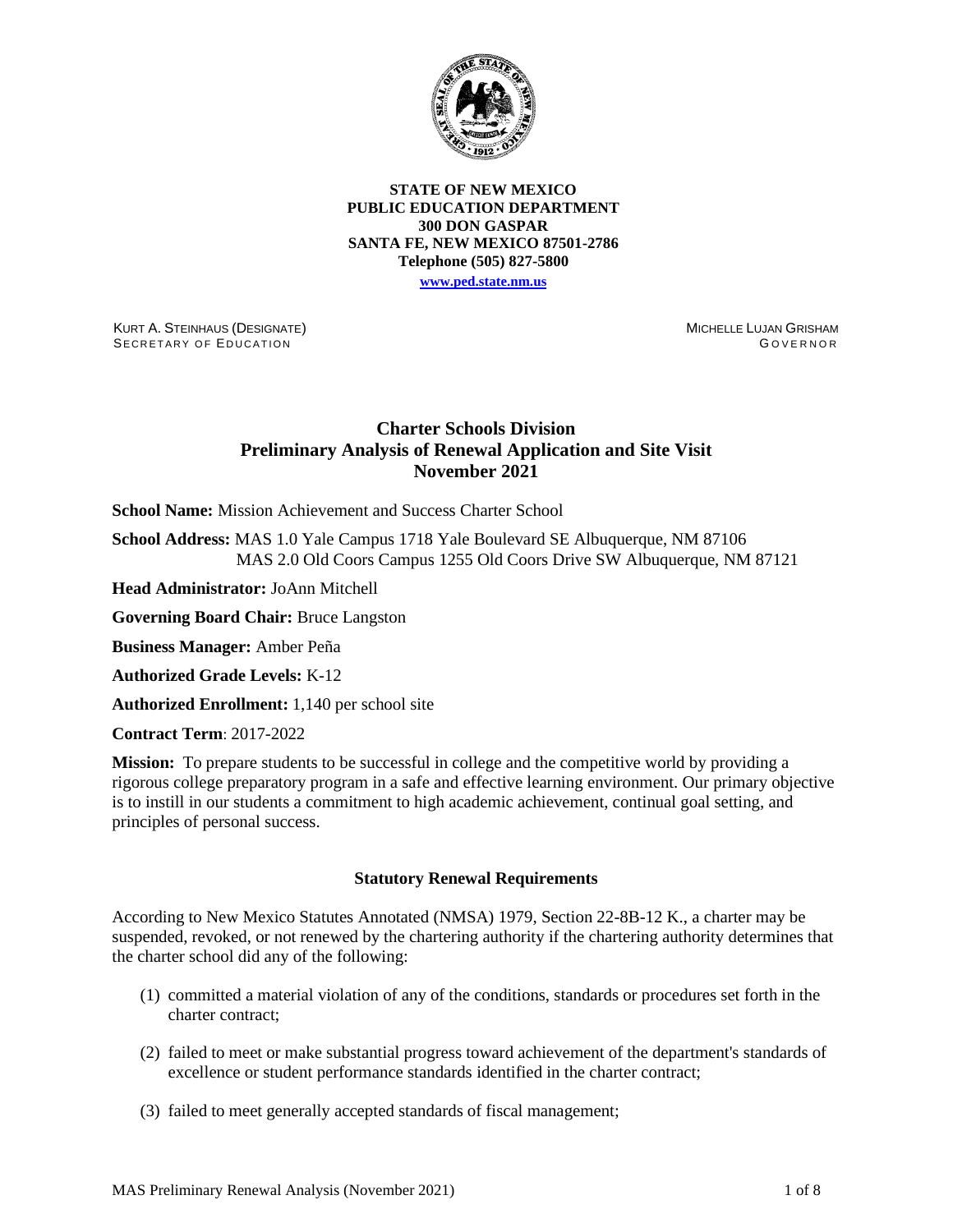**STATE OF NEW MEXICO**
**PUBLIC EDUCATION DEPARTMENT**
**300 DON GASPAR**
**SANTA FE, NEW MEXICO 87501-2786**
**Telephone (505) 827-5800**
**www.ped.state.nm.us**

KURT A. STEINHAUS (DESIGNATE)
SECRETARY OF EDUCATION

MICHELLE LUJAN GRISHAM
GOVERNOR

# Charter Schools Division
## Preliminary Analysis of Renewal Application and Site Visit
## November 2021

**School Name:** Mission Achievement and Success Charter School

**School Address:** MAS 1.0 Yale Campus 1718 Yale Boulevard SE Albuquerque, NM 87106
MAS 2.0 Old Coors Campus 1255 Old Coors Drive SW Albuquerque, NM 87121

**Head Administrator:** JoAnn Mitchell

**Governing Board Chair:** Bruce Langston

**Business Manager:** Amber Peña

**Authorized Grade Levels:** K-12

**Authorized Enrollment:** 1,140 per school site

**Contract Term**: 2017-2022

**Mission:** To prepare students to be successful in college and the competitive world by providing a rigorous college preparatory program in a safe and effective learning environment. Our primary objective is to instill in our students a commitment to high academic achievement, continual goal setting, and principles of personal success.

### Statutory Renewal Requirements

According to New Mexico Statutes Annotated (NMSA) 1979, Section 22-8B-12 K., a charter may be suspended, revoked, or not renewed by the chartering authority if the chartering authority determines that the charter school did any of the following:

(1) committed a material violation of any of the conditions, standards or procedures set forth in the charter contract;

(2) failed to meet or make substantial progress toward achievement of the department's standards of excellence or student performance standards identified in the charter contract;

(3) failed to meet generally accepted standards of fiscal management;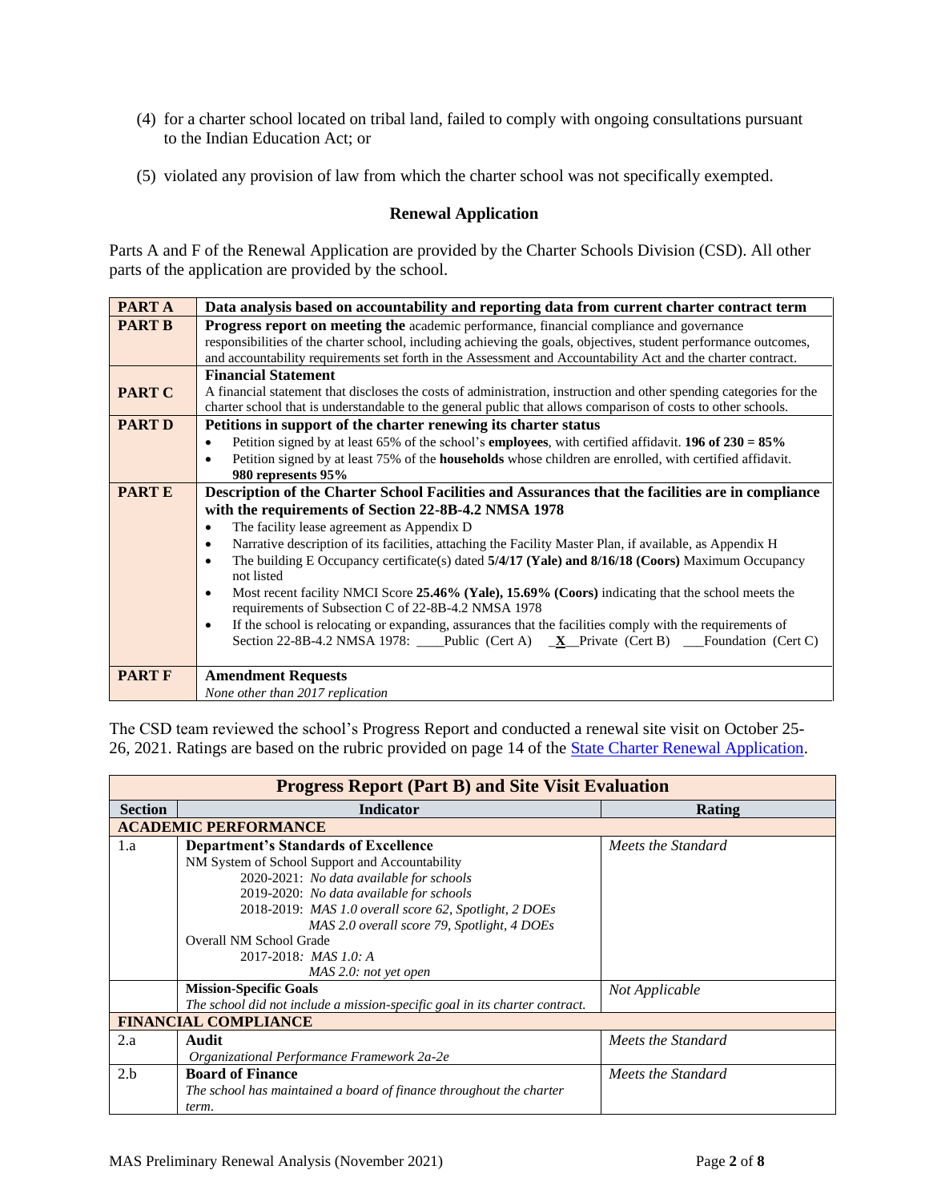(4) for a charter school located on tribal land, failed to comply with ongoing consultations pursuant to the Indian Education Act; or

(5) violated any provision of law from which the charter school was not specifically exempted.

### Renewal Application

Parts A and F of the Renewal Application are provided by the Charter Schools Division (CSD). All other parts of the application are provided by the school.

| | |
|---|---|
| **PART A** | **Data analysis based on accountability and reporting data from current charter contract term** |
| **PART B** | **Progress report on meeting the** academic performance, financial compliance and governance responsibilities of the charter school, including achieving the goals, objectives, student performance outcomes, and accountability requirements set forth in the Assessment and Accountability Act and the charter contract. |
| **PART C** | **Financial Statement**<br>A financial statement that discloses the costs of administration, instruction and other spending categories for the charter school that is understandable to the general public that allows comparison of costs to other schools. |
| **PART D** | **Petitions in support of the charter renewing its charter status**<br>• Petition signed by at least 65% of the school's **employees**, with certified affidavit. **196 of 230 = 85%**<br>• Petition signed by at least 75% of the **households** whose children are enrolled, with certified affidavit. **980 represents 95%** |
| **PART E** | **Description of the Charter School Facilities and Assurances that the facilities are in compliance with the requirements of Section 22-8B-4.2 NMSA 1978**<br>• The facility lease agreement as Appendix D<br>• Narrative description of its facilities, attaching the Facility Master Plan, if available, as Appendix H<br>• The building E Occupancy certificate(s) dated **5/4/17 (Yale) and 8/16/18 (Coors)** Maximum Occupancy not listed<br>• Most recent facility NMCI Score **25.46% (Yale), 15.69% (Coors)** indicating that the school meets the requirements of Subsection C of 22-8B-4.2 NMSA 1978<br>• If the school is relocating or expanding, assurances that the facilities comply with the requirements of Section 22-8B-4.2 NMSA 1978: ____Public (Cert A) _**X**__Private (Cert B) ___Foundation (Cert C) |
| **PART F** | **Amendment Requests**<br>*None other than 2017 replication* |

The CSD team reviewed the school's Progress Report and conducted a renewal site visit on October 25-26, 2021. Ratings are based on the rubric provided on page 14 of the State Charter Renewal Application.

| **Progress Report (Part B) and Site Visit Evaluation** | | |
|---|---|---|
| **Section** | **Indicator** | **Rating** |
| **ACADEMIC PERFORMANCE** | | |
| 1.a | **Department's Standards of Excellence**<br>NM System of School Support and Accountability<br>2020-2021: *No data available for schools*<br>2019-2020: *No data available for schools*<br>2018-2019: *MAS 1.0 overall score 62, Spotlight, 2 DOEs*<br>*MAS 2.0 overall score 79, Spotlight, 4 DOEs*<br>Overall NM School Grade<br>2017-2018: *MAS 1.0: A*<br>*MAS 2.0: not yet open* | *Meets the Standard* |
| | **Mission-Specific Goals**<br>*The school did not include a mission-specific goal in its charter contract.* | *Not Applicable* |
| **FINANCIAL COMPLIANCE** | | |
| 2.a | **Audit**<br>*Organizational Performance Framework 2a-2e* | *Meets the Standard* |
| 2.b | **Board of Finance**<br>*The school has maintained a board of finance throughout the charter term.* | *Meets the Standard* |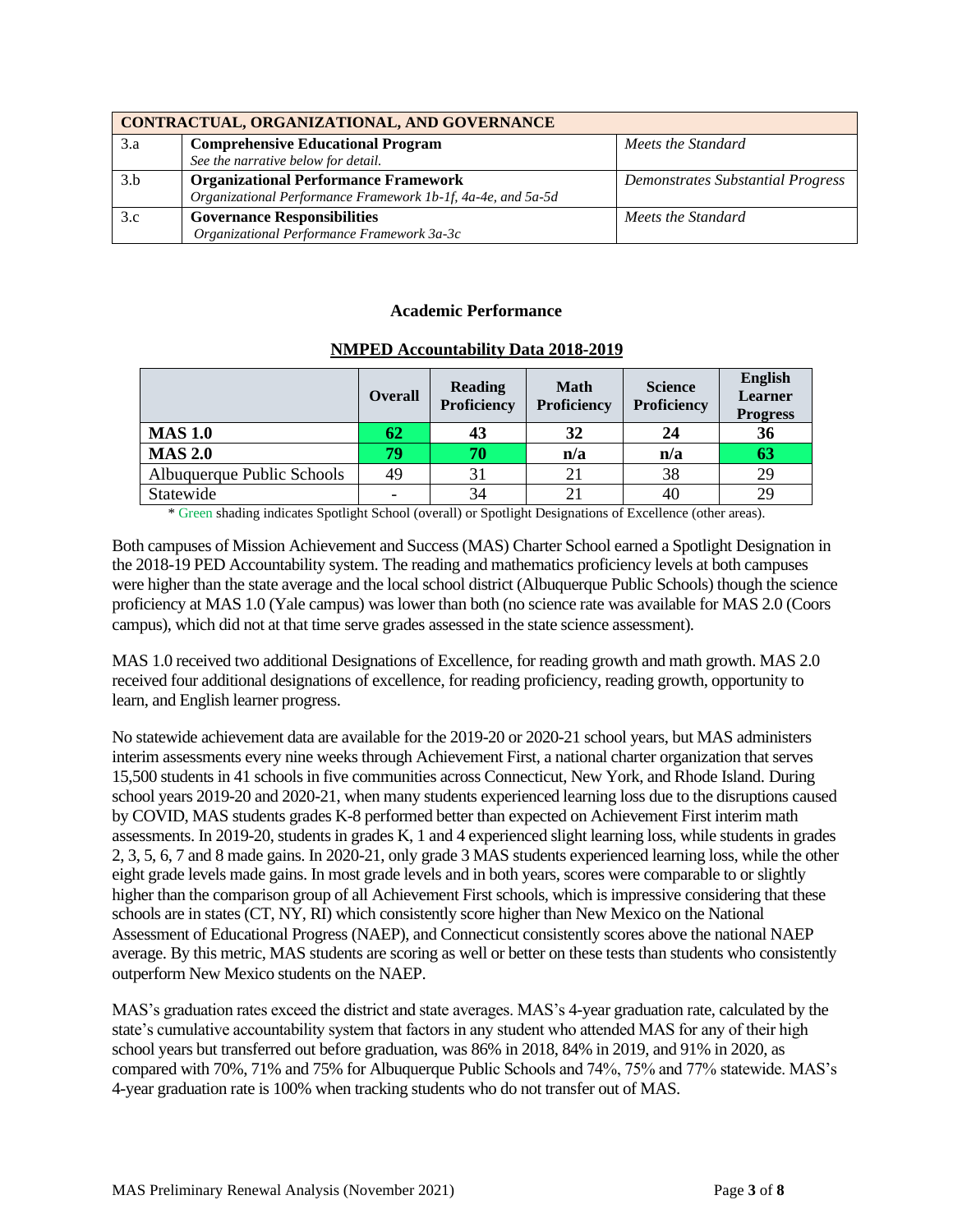| CONTRACTUAL, ORGANIZATIONAL, AND GOVERNANCE | | |
|---|---|---|
| 3.a | **Comprehensive Educational Program**<br>*See the narrative below for detail.* | *Meets the Standard* |
| 3.b | **Organizational Performance Framework**<br>*Organizational Performance Framework 1b-1f, 4a-4e, and 5a-5d* | *Demonstrates Substantial Progress* |
| 3.c | **Governance Responsibilities**<br>*Organizational Performance Framework 3a-3c* | *Meets the Standard* |

## Academic Performance

### NMPED Accountability Data 2018-2019

| | Overall | Reading Proficiency | Math Proficiency | Science Proficiency | English Learner Progress |
|---|---|---|---|---|---|
| **MAS 1.0** | **62** | **43** | **32** | **24** | **36** |
| **MAS 2.0** | **79** | **70** | **n/a** | **n/a** | **63** |
| Albuquerque Public Schools | 49 | 31 | 21 | 38 | 29 |
| Statewide | - | 34 | 21 | 40 | 29 |

\* Green shading indicates Spotlight School (overall) or Spotlight Designations of Excellence (other areas).

Both campuses of Mission Achievement and Success (MAS) Charter School earned a Spotlight Designation in the 2018-19 PED Accountability system. The reading and mathematics proficiency levels at both campuses were higher than the state average and the local school district (Albuquerque Public Schools) though the science proficiency at MAS 1.0 (Yale campus) was lower than both (no science rate was available for MAS 2.0 (Coors campus), which did not at that time serve grades assessed in the state science assessment).

MAS 1.0 received two additional Designations of Excellence, for reading growth and math growth. MAS 2.0 received four additional designations of excellence, for reading proficiency, reading growth, opportunity to learn, and English learner progress.

No statewide achievement data are available for the 2019-20 or 2020-21 school years, but MAS administers interim assessments every nine weeks through Achievement First, a national charter organization that serves 15,500 students in 41 schools in five communities across Connecticut, New York, and Rhode Island. During school years 2019-20 and 2020-21, when many students experienced learning loss due to the disruptions caused by COVID, MAS students grades K-8 performed better than expected on Achievement First interim math assessments. In 2019-20, students in grades K, 1 and 4 experienced slight learning loss, while students in grades 2, 3, 5, 6, 7 and 8 made gains. In 2020-21, only grade 3 MAS students experienced learning loss, while the other eight grade levels made gains. In most grade levels and in both years, scores were comparable to or slightly higher than the comparison group of all Achievement First schools, which is impressive considering that these schools are in states (CT, NY, RI) which consistently score higher than New Mexico on the National Assessment of Educational Progress (NAEP), and Connecticut consistently scores above the national NAEP average. By this metric, MAS students are scoring as well or better on these tests than students who consistently outperform New Mexico students on the NAEP.

MAS's graduation rates exceed the district and state averages. MAS's 4-year graduation rate, calculated by the state's cumulative accountability system that factors in any student who attended MAS for any of their high school years but transferred out before graduation, was 86% in 2018, 84% in 2019, and 91% in 2020, as compared with 70%, 71% and 75% for Albuquerque Public Schools and 74%, 75% and 77% statewide. MAS's 4-year graduation rate is 100% when tracking students who do not transfer out of MAS.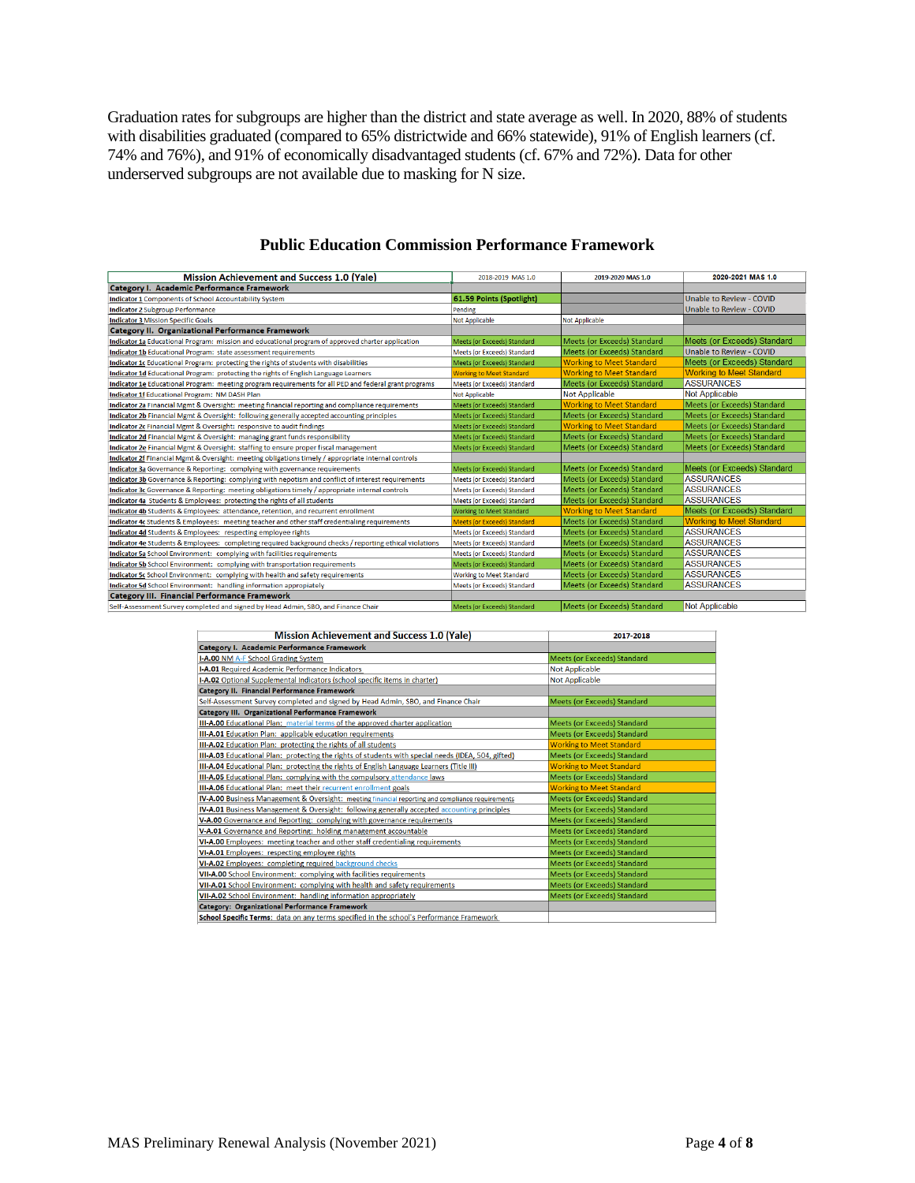Graduation rates for subgroups are higher than the district and state average as well. In 2020, 88% of students with disabilities graduated (compared to 65% districtwide and 66% statewide), 91% of English learners (cf. 74% and 76%), and 91% of economically disadvantaged students (cf. 67% and 72%). Data for other underserved subgroups are not available due to masking for N size.

## Public Education Commission Performance Framework

| Mission Achievement and Success 1.0 (Yale) | 2018-2019 MAS 1.0 | 2019-2020 MAS 1.0 | 2020-2021 MAS 1.0 |
|---|---|---|---|
| **Category I. Academic Performance Framework** | | | |
| **Indicator 1** Components of School Accountability System | **61.59 Points (Spotlight)** | | Unable to Review - COVID |
| **Indicator 2** Subgroup Performance | Pending | | Unable to Review - COVID |
| **Indicator 3** Mission Specific Goals | Not Applicable | Not Applicable | |
| **Category II. Organizational Performance Framework** | | | |
| **Indicator 1a** Educational Program: mission and educational program of approved charter application | Meets (or Exceeds) Standard | Meets (or Exceeds) Standard | Meets (or Exceeds) Standard |
| **Indicator 1b** Educational Program: state assessment requirements | Meets (or Exceeds) Standard | Meets (or Exceeds) Standard | Unable to Review - COVID |
| **Indicator 1c** Educational Program: protecting the rights of students with disabilities | Meets (or Exceeds) Standard | Working to Meet Standard | Meets (or Exceeds) Standard |
| **Indicator 1d** Educational Program: protecting the rights of English Language Learners | Working to Meet Standard | Working to Meet Standard | Working to Meet Standard |
| **Indicator 1e** Educational Program: meeting program requirements for all PED and federal grant programs | Meets (or Exceeds) Standard | Meets (or Exceeds) Standard | ASSURANCES |
| **Indicator 1f** Educational Program: NM DASH Plan | Not Applicable | Not Applicable | Not Applicable |
| **Indicator 2a** Financial Mgmt & Oversight: meeting financial reporting and compliance requirements | Meets (or Exceeds) Standard | Working to Meet Standard | Meets (or Exceeds) Standard |
| **Indicator 2b** Financial Mgmt & Oversight: following generally accepted accounting principles | Meets (or Exceeds) Standard | Meets (or Exceeds) Standard | Meets (or Exceeds) Standard |
| **Indicator 2c** Financial Mgmt & Oversight: responsive to audit findings | Meets (or Exceeds) Standard | Working to Meet Standard | Meets (or Exceeds) Standard |
| **Indicator 2d** Financial Mgmt & Oversight: managing grant funds responsibility | Meets (or Exceeds) Standard | Meets (or Exceeds) Standard | Meets (or Exceeds) Standard |
| **Indicator 2e** Financial Mgmt & Oversight: staffing to ensure proper fiscal management | Meets (or Exceeds) Standard | Meets (or Exceeds) Standard | Meets (or Exceeds) Standard |
| **Indicator 2f** Financial Mgmt & Oversight: meeting obligations timely / appropriate internal controls | | | |
| **Indicator 3a** Governance & Reporting: complying with governance requirements | Meets (or Exceeds) Standard | Meets (or Exceeds) Standard | Meets (or Exceeds) Standard |
| **Indicator 3b** Governance & Reporting: complying with nepotism and conflict of interest requirements | Meets (or Exceeds) Standard | Meets (or Exceeds) Standard | ASSURANCES |
| **Indicator 3c** Governance & Reporting: meeting obligations timely / appropriate internal controls | Meets (or Exceeds) Standard | Meets (or Exceeds) Standard | ASSURANCES |
| **Indicator 4a** Students & Employees: protecting the rights of all students | Meets (or Exceeds) Standard | Meets (or Exceeds) Standard | ASSURANCES |
| **Indicator 4b** Students & Employees: attendance, retention, and recurrent enrollment | Working to Meet Standard | Working to Meet Standard | Meets (or Exceeds) Standard |
| **Indicator 4c** Students & Employees: meeting teacher and other staff credentialing requirements | Meets (or Exceeds) Standard | Meets (or Exceeds) Standard | Working to Meet Standard |
| **Indicator 4d** Students & Employees: respecting employee rights | Meets (or Exceeds) Standard | Meets (or Exceeds) Standard | ASSURANCES |
| **Indicator 4e** Students & Employees: completing required background checks / reporting ethical violations | Meets (or Exceeds) Standard | Meets (or Exceeds) Standard | ASSURANCES |
| **Indicator 5a** School Environment: complying with facilities requirements | Meets (or Exceeds) Standard | Meets (or Exceeds) Standard | ASSURANCES |
| **Indicator 5b** School Environment: complying with transportation requirements | Meets (or Exceeds) Standard | Meets (or Exceeds) Standard | ASSURANCES |
| **Indicator 5c** School Environment: complying with health and safety requirements | Working to Meet Standard | Meets (or Exceeds) Standard | ASSURANCES |
| **Indicator 5d** School Environment: handling information appropriately | Meets (or Exceeds) Standard | Meets (or Exceeds) Standard | ASSURANCES |
| **Category III. Financial Performance Framework** | | | |
| Self-Assessment Survey completed and signed by Head Admin, SBO, and Finance Chair | Meets (or Exceeds) Standard | Meets (or Exceeds) Standard | Not Applicable |

| Mission Achievement and Success 1.0 (Yale) | 2017-2018 |
|---|---|
| **Category I. Academic Performance Framework** | |
| **I-A.00** NM A-F School Grading System | Meets (or Exceeds) Standard |
| **I-A.01** Required Academic Performance Indicators | Not Applicable |
| **I-A.02** Optional Supplemental Indicators (school specific items in charter) | Not Applicable |
| **Category II. Financial Performance Framework** | |
| Self-Assessment Survey completed and signed by Head Admin, SBO, and Finance Chair | Meets (or Exceeds) Standard |
| **Category III. Organizational Performance Framework** | |
| **III-A.00** Educational Plan: material terms of the approved charter application | Meets (or Exceeds) Standard |
| **III-A.01** Education Plan: applicable education requirements | Meets (or Exceeds) Standard |
| **III-A.02** Education Plan: protecting the rights of all students | Working to Meet Standard |
| **III-A.03** Educational Plan: protecting the rights of students with special needs (IDEA, 504, gifted) | Meets (or Exceeds) Standard |
| **III-A.04** Educational Plan: protecting the rights of English Language Learners (Title III) | Working to Meet Standard |
| **III-A.05** Educational Plan: complying with the compulsory attendance laws | Meets (or Exceeds) Standard |
| **III-A.06** Educational Plan: meet their recurrent enrollment goals | Working to Meet Standard |
| **IV-A.00** Business Management & Oversight: meeting financial reporting and compliance requirements | Meets (or Exceeds) Standard |
| **IV-A.01** Business Management & Oversight: following generally accepted accounting principles | Meets (or Exceeds) Standard |
| **V-A.00** Governance and Reporting: complying with governance requirements | Meets (or Exceeds) Standard |
| **V-A.01** Governance and Reporting: holding management accountable | Meets (or Exceeds) Standard |
| **VI-A.00** Employees: meeting teacher and other staff credentialing requirements | Meets (or Exceeds) Standard |
| **VI-A.01** Employees: respecting employee rights | Meets (or Exceeds) Standard |
| **VI-A.02** Employees: completing required background checks | Meets (or Exceeds) Standard |
| **VII-A.00** School Environment: complying with facilities requirements | Meets (or Exceeds) Standard |
| **VII-A.01** School Environment: complying with health and safety requirements | Meets (or Exceeds) Standard |
| **VII-A.02** School Environment: handling information appropriately | Meets (or Exceeds) Standard |
| **Category: Organizational Performance Framework** | |
| **School Specific Terms:** data on any terms specified in the school's Performance Framework | |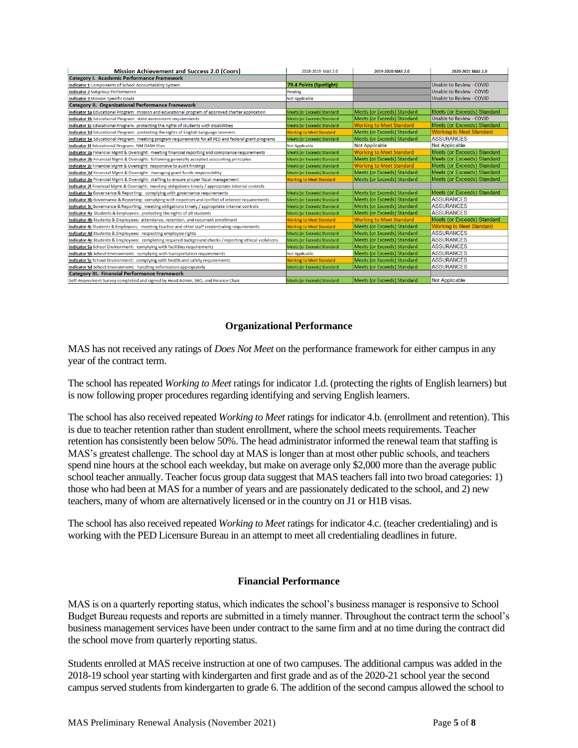| Mission Achievement and Success 2.0 (Coors) | 2018-2019 MAS 2.0 | 2019-2020 MAS 2.0 | 2020-2021 MAS 2.0 |
|---|---|---|---|
| **Category I. Academic Performance Framework** | | | |
| Indicator 1 Components of School Accountability System | 79.4 Points (Spotlight) | | Unable to Review - COVID |
| Indicator 2 Subgroup Performance | Pending | | Unable to Review - COVID |
| Indicator 3 Mission Specific Goals | Not Applicable | | Unable to Review - COVID |
| **Category II. Organizational Performance Framework** | | | |
| Indicator 1a Educational Program: mission and educational program of approved charter application | Meets (or Exceeds) Standard | Meets (or Exceeds) Standard | Meets (or Exceeds) Standard |
| Indicator 1b Educational Program: state assessment requirements | Meets (or Exceeds) Standard | Meets (or Exceeds) Standard | Unable to Review - COVID |
| Indicator 1c Educational Program: protecting the rights of students with disabilities | Meets (or Exceeds) Standard | Working to Meet Standard | Meets (or Exceeds) Standard |
| Indicator 1d Educational Program: protecting the rights of English Language Learners | Working to Meet Standard | Meets (or Exceeds) Standard | Working to Meet Standard |
| Indicator 1e Educational Program: meeting program requirements for all PED and federal grant programs | Meets (or Exceeds) Standard | Meets (or Exceeds) Standard | ASSURANCES |
| Indicator 1f Educational Program: NM DASH Plan | Not Applicable | Not Applicable | Not Applicable |
| Indicator 2a Financial Mgmt & Oversight: meeting financial reporting and compliance requirements | Meets (or Exceeds) Standard | Working to Meet Standard | Meets (or Exceeds) Standard |
| Indicator 2b Financial Mgmt & Oversight: following generally accepted accounting principles | Meets (or Exceeds) Standard | Meets (or Exceeds) Standard | Meets (or Exceeds) Standard |
| Indicator 2c Financial Mgmt & Oversight: responsive to audit findings | Meets (or Exceeds) Standard | Working to Meet Standard | Meets (or Exceeds) Standard |
| Indicator 2d Financial Mgmt & Oversight: managing grant funds responsibility | Meets (or Exceeds) Standard | Meets (or Exceeds) Standard | Meets (or Exceeds) Standard |
| Indicator 2e Financial Mgmt & Oversight: staffing to ensure proper fiscal management | Working to Meet Standard | Meets (or Exceeds) Standard | Meets (or Exceeds) Standard |
| Indicator 2f Financial Mgmt & Oversight: meeting obligations timely / appropriate internal controls | | | |
| Indicator 3a Governance & Reporting: complying with governance requirements | Meets (or Exceeds) Standard | Meets (or Exceeds) Standard | Meets (or Exceeds) Standard |
| Indicator 3b Governance & Reporting: complying with nepotism and conflict of interest requirements | Meets (or Exceeds) Standard | Meets (or Exceeds) Standard | ASSURANCES |
| Indicator 3c Governance & Reporting: meeting obligations timely / appropriate internal controls | Meets (or Exceeds) Standard | Meets (or Exceeds) Standard | ASSURANCES |
| Indicator 4a Students & Employees: protecting the rights of all students | Meets (or Exceeds) Standard | Meets (or Exceeds) Standard | ASSURANCES |
| Indicator 4b Students & Employees: attendance, retention, and recurrent enrollment | Working to Meet Standard | Working to Meet Standard | Meets (or Exceeds) Standard |
| Indicator 4c Students & Employees: meeting teacher and other staff credentialing requirements | Working to Meet Standard | Meets (or Exceeds) Standard | Working to Meet Standard |
| Indicator 4d Students & Employees: respecting employee rights | Meets (or Exceeds) Standard | Meets (or Exceeds) Standard | ASSURANCES |
| Indicator 4e Students & Employees: completing required background checks / reporting ethical violations | Meets (or Exceeds) Standard | Meets (or Exceeds) Standard | ASSURANCES |
| Indicator 5a School Environment: complying with facilities requirements | Meets (or Exceeds) Standard | Meets (or Exceeds) Standard | ASSURANCES |
| Indicator 5b School Environment: complying with transportation requirements | Not Applicable | Meets (or Exceeds) Standard | ASSURANCES |
| Indicator 5c School Environment: complying with health and safety requirements | Working to Meet Standard | Meets (or Exceeds) Standard | ASSURANCES |
| Indicator 5d School Environment: handling information appropriately | Meets (or Exceeds) Standard | Meets (or Exceeds) Standard | ASSURANCES |
| **Category III. Financial Performance Framework** | | | |
| Self-Assessment Survey completed and signed by Head Admin, SBO, and Finance Chair | Meets (or Exceeds) Standard | Meets (or Exceeds) Standard | Not Applicable |

## Organizational Performance

MAS has not received any ratings of *Does Not Meet* on the performance framework for either campus in any year of the contract term.

The school has repeated *Working to Meet* ratings for indicator 1.d. (protecting the rights of English learners) but is now following proper procedures regarding identifying and serving English learners.

The school has also received repeated *Working to Meet* ratings for indicator 4.b. (enrollment and retention). This is due to teacher retention rather than student enrollment, where the school meets requirements. Teacher retention has consistently been below 50%. The head administrator informed the renewal team that staffing is MAS's greatest challenge. The school day at MAS is longer than at most other public schools, and teachers spend nine hours at the school each weekday, but make on average only $2,000 more than the average public school teacher annually. Teacher focus group data suggest that MAS teachers fall into two broad categories: 1) those who had been at MAS for a number of years and are passionately dedicated to the school, and 2) new teachers, many of whom are alternatively licensed or in the country on J1 or H1B visas.

The school has also received repeated *Working to Meet* ratings for indicator 4.c. (teacher credentialing) and is working with the PED Licensure Bureau in an attempt to meet all credentialing deadlines in future.

## Financial Performance

MAS is on a quarterly reporting status, which indicates the school's business manager is responsive to School Budget Bureau requests and reports are submitted in a timely manner. Throughout the contract term the school's business management services have been under contract to the same firm and at no time during the contract did the school move from quarterly reporting status.

Students enrolled at MAS receive instruction at one of two campuses. The additional campus was added in the 2018-19 school year starting with kindergarten and first grade and as of the 2020-21 school year the second campus served students from kindergarten to grade 6. The addition of the second campus allowed the school to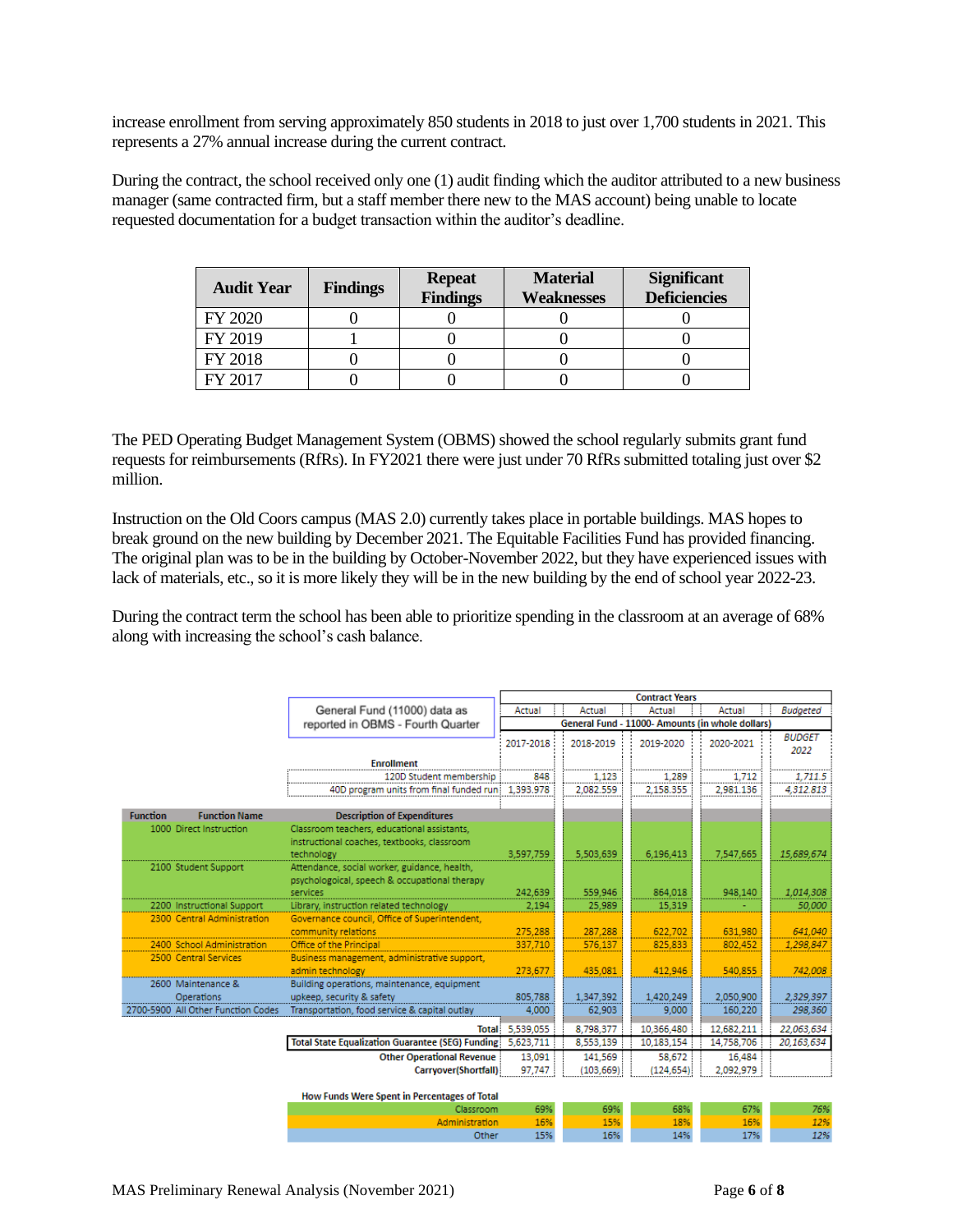increase enrollment from serving approximately 850 students in 2018 to just over 1,700 students in 2021. This represents a 27% annual increase during the current contract.

During the contract, the school received only one (1) audit finding which the auditor attributed to a new business manager (same contracted firm, but a staff member there new to the MAS account) being unable to locate requested documentation for a budget transaction within the auditor's deadline.

| Audit Year | Findings | Repeat Findings | Material Weaknesses | Significant Deficiencies |
|---|---|---|---|---|
| FY 2020 | 0 | 0 | 0 | 0 |
| FY 2019 | 1 | 0 | 0 | 0 |
| FY 2018 | 0 | 0 | 0 | 0 |
| FY 2017 | 0 | 0 | 0 | 0 |

The PED Operating Budget Management System (OBMS) showed the school regularly submits grant fund requests for reimbursements (RfRs). In FY2021 there were just under 70 RfRs submitted totaling just over $2 million.

Instruction on the Old Coors campus (MAS 2.0) currently takes place in portable buildings. MAS hopes to break ground on the new building by December 2021. The Equitable Facilities Fund has provided financing. The original plan was to be in the building by October-November 2022, but they have experienced issues with lack of materials, etc., so it is more likely they will be in the new building by the end of school year 2022-23.

During the contract term the school has been able to prioritize spending in the classroom at an average of 68% along with increasing the school's cash balance.

| | | General Fund (11000) data as reported in OBMS - Fourth Quarter | Contract Years | | | | |
|---|---|---|---|---|---|---|---|
| | | | Actual | Actual | Actual | Actual | *Budgeted* |
| | | | General Fund - 11000- Amounts (in whole dollars) | | | | |
| | | | 2017-2018 | 2018-2019 | 2019-2020 | 2020-2021 | *BUDGET 2022* |
| | | **Enrollment** | | | | | |
| | | 120D Student membership | 848 | 1,123 | 1,289 | 1,712 | *1,711.5* |
| | | 40D program units from final funded run | 1,393.978 | 2,082.559 | 2,158.355 | 2,981.136 | *4,312.813* |
| **Function** | **Function Name** | **Description of Expenditures** | | | | | |
| 1000 | Direct Instruction | Classroom teachers, educational assistants, instructional coaches, textbooks, classroom technology | 3,597,759 | 5,503,639 | 6,196,413 | 7,547,665 | *15,689,674* |
| 2100 | Student Support | Attendance, social worker, guidance, health, psychologoical, speech & occupational therapy services | 242,639 | 559,946 | 864,018 | 948,140 | *1,014,308* |
| 2200 | Instructional Support | Library, instruction related technology | 2,194 | 25,989 | 15,319 | - | *50,000* |
| 2300 | Central Administration | Governance council, Office of Superintendent, community relations | 275,288 | 287,288 | 622,702 | 631,980 | *641,040* |
| 2400 | School Administration | Office of the Principal | 337,710 | 576,137 | 825,833 | 802,452 | *1,298,847* |
| 2500 | Central Services | Business management, administrative support, admin technology | 273,677 | 435,081 | 412,946 | 540,855 | *742,008* |
| 2600 | Maintenance & Operations | Building operations, maintenance, equipment upkeep, security & safety | 805,788 | 1,347,392 | 1,420,249 | 2,050,900 | *2,329,397* |
| 2700-5900 | All Other Function Codes | Transportation, food service & capital outlay | 4,000 | 62,903 | 9,000 | 160,220 | *298,360* |
| | | Total | 5,539,055 | 8,798,377 | 10,366,480 | 12,682,211 | *22,063,634* |
| | | **Total State Equalization Guarantee (SEG) Funding** | 5,623,711 | 8,553,139 | 10,183,154 | 14,758,706 | *20,163,634* |
| | | **Other Operational Revenue** | 13,091 | 141,569 | 58,672 | 16,484 | |
| | | **Carryover(Shortfall)** | 97,747 | (103,669) | (124,654) | 2,092,979 | |
| | | **How Funds Were Spent in Percentages of Total** | | | | | |
| | | Classroom | 69% | 69% | 68% | 67% | *76%* |
| | | Administration | 16% | 15% | 18% | 16% | *12%* |
| | | Other | 15% | 16% | 14% | 17% | *12%* |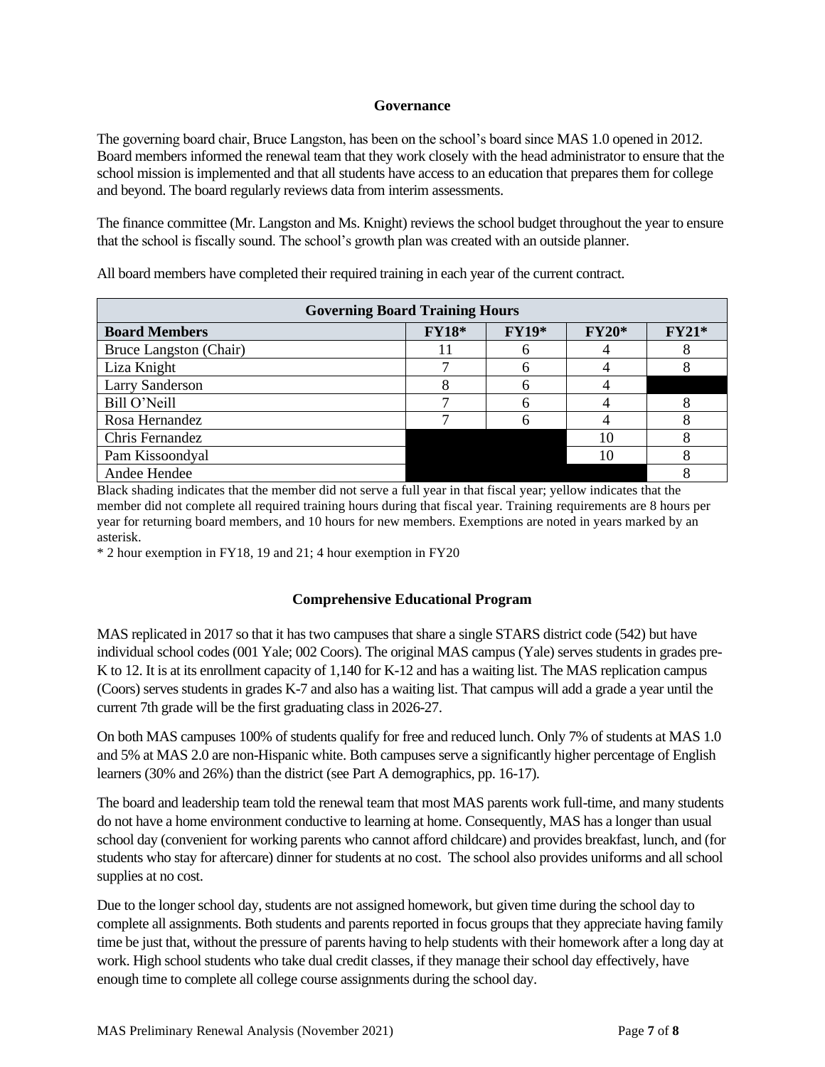## Governance

The governing board chair, Bruce Langston, has been on the school's board since MAS 1.0 opened in 2012. Board members informed the renewal team that they work closely with the head administrator to ensure that the school mission is implemented and that all students have access to an education that prepares them for college and beyond. The board regularly reviews data from interim assessments.

The finance committee (Mr. Langston and Ms. Knight) reviews the school budget throughout the year to ensure that the school is fiscally sound. The school's growth plan was created with an outside planner.

All board members have completed their required training in each year of the current contract.

| Governing Board Training Hours | | | | |
|---|---|---|---|---|
| **Board Members** | **FY18*** | **FY19*** | **FY20*** | **FY21*** |
| Bruce Langston (Chair) | 11 | 6 | 4 | 8 |
| Liza Knight | 7 | 6 | 4 | 8 |
| Larry Sanderson | 8 | 6 | 4 | |
| Bill O'Neill | 7 | 6 | 4 | 8 |
| Rosa Hernandez | 7 | 6 | 4 | 8 |
| Chris Fernandez | | | 10 | 8 |
| Pam Kissoondyal | | | 10 | 8 |
| Andee Hendee | | | | 8 |

Black shading indicates that the member did not serve a full year in that fiscal year; yellow indicates that the member did not complete all required training hours during that fiscal year. Training requirements are 8 hours per year for returning board members, and 10 hours for new members. Exemptions are noted in years marked by an asterisk.

* 2 hour exemption in FY18, 19 and 21; 4 hour exemption in FY20

## Comprehensive Educational Program

MAS replicated in 2017 so that it has two campuses that share a single STARS district code (542) but have individual school codes (001 Yale; 002 Coors). The original MAS campus (Yale) serves students in grades pre-K to 12. It is at its enrollment capacity of 1,140 for K-12 and has a waiting list. The MAS replication campus (Coors) serves students in grades K-7 and also has a waiting list. That campus will add a grade a year until the current 7th grade will be the first graduating class in 2026-27.

On both MAS campuses 100% of students qualify for free and reduced lunch. Only 7% of students at MAS 1.0 and 5% at MAS 2.0 are non-Hispanic white. Both campuses serve a significantly higher percentage of English learners (30% and 26%) than the district (see Part A demographics, pp. 16-17).

The board and leadership team told the renewal team that most MAS parents work full-time, and many students do not have a home environment conductive to learning at home. Consequently, MAS has a longer than usual school day (convenient for working parents who cannot afford childcare) and provides breakfast, lunch, and (for students who stay for aftercare) dinner for students at no cost. The school also provides uniforms and all school supplies at no cost.

Due to the longer school day, students are not assigned homework, but given time during the school day to complete all assignments. Both students and parents reported in focus groups that they appreciate having family time be just that, without the pressure of parents having to help students with their homework after a long day at work. High school students who take dual credit classes, if they manage their school day effectively, have enough time to complete all college course assignments during the school day.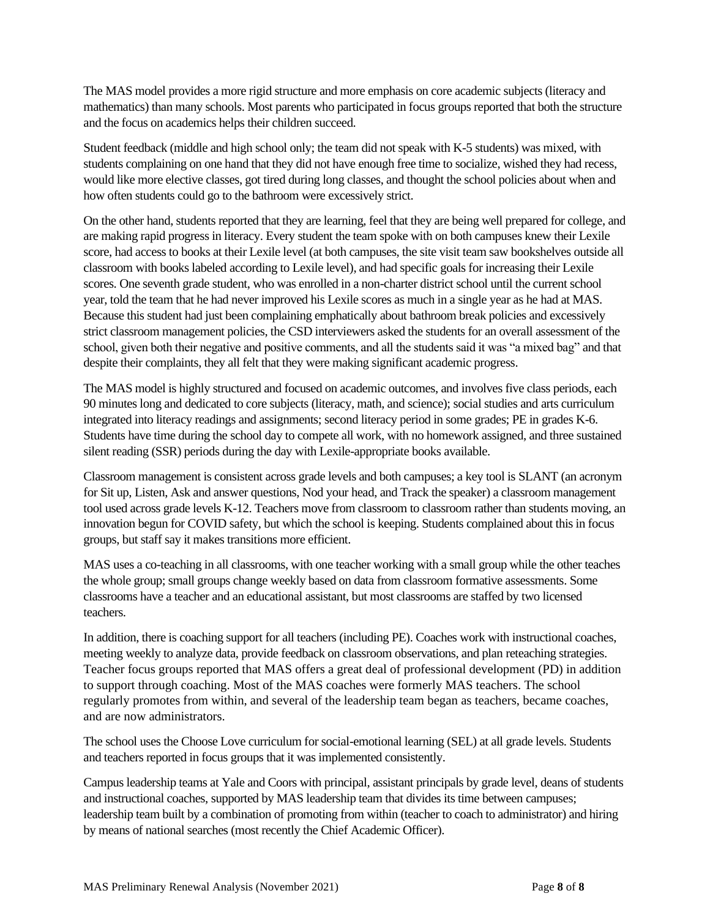The MAS model provides a more rigid structure and more emphasis on core academic subjects (literacy and mathematics) than many schools. Most parents who participated in focus groups reported that both the structure and the focus on academics helps their children succeed.

Student feedback (middle and high school only; the team did not speak with K-5 students) was mixed, with students complaining on one hand that they did not have enough free time to socialize, wished they had recess, would like more elective classes, got tired during long classes, and thought the school policies about when and how often students could go to the bathroom were excessively strict.

On the other hand, students reported that they are learning, feel that they are being well prepared for college, and are making rapid progress in literacy. Every student the team spoke with on both campuses knew their Lexile score, had access to books at their Lexile level (at both campuses, the site visit team saw bookshelves outside all classroom with books labeled according to Lexile level), and had specific goals for increasing their Lexile scores. One seventh grade student, who was enrolled in a non-charter district school until the current school year, told the team that he had never improved his Lexile scores as much in a single year as he had at MAS. Because this student had just been complaining emphatically about bathroom break policies and excessively strict classroom management policies, the CSD interviewers asked the students for an overall assessment of the school, given both their negative and positive comments, and all the students said it was "a mixed bag" and that despite their complaints, they all felt that they were making significant academic progress.

The MAS model is highly structured and focused on academic outcomes, and involves five class periods, each 90 minutes long and dedicated to core subjects (literacy, math, and science); social studies and arts curriculum integrated into literacy readings and assignments; second literacy period in some grades; PE in grades K-6. Students have time during the school day to compete all work, with no homework assigned, and three sustained silent reading (SSR) periods during the day with Lexile-appropriate books available.

Classroom management is consistent across grade levels and both campuses; a key tool is SLANT (an acronym for Sit up, Listen, Ask and answer questions, Nod your head, and Track the speaker) a classroom management tool used across grade levels K-12. Teachers move from classroom to classroom rather than students moving, an innovation begun for COVID safety, but which the school is keeping. Students complained about this in focus groups, but staff say it makes transitions more efficient.

MAS uses a co-teaching in all classrooms, with one teacher working with a small group while the other teaches the whole group; small groups change weekly based on data from classroom formative assessments. Some classrooms have a teacher and an educational assistant, but most classrooms are staffed by two licensed teachers.

In addition, there is coaching support for all teachers (including PE). Coaches work with instructional coaches, meeting weekly to analyze data, provide feedback on classroom observations, and plan reteaching strategies. Teacher focus groups reported that MAS offers a great deal of professional development (PD) in addition to support through coaching. Most of the MAS coaches were formerly MAS teachers. The school regularly promotes from within, and several of the leadership team began as teachers, became coaches, and are now administrators.

The school uses the Choose Love curriculum for social-emotional learning (SEL) at all grade levels. Students and teachers reported in focus groups that it was implemented consistently.

Campus leadership teams at Yale and Coors with principal, assistant principals by grade level, deans of students and instructional coaches, supported by MAS leadership team that divides its time between campuses; leadership team built by a combination of promoting from within (teacher to coach to administrator) and hiring by means of national searches (most recently the Chief Academic Officer).